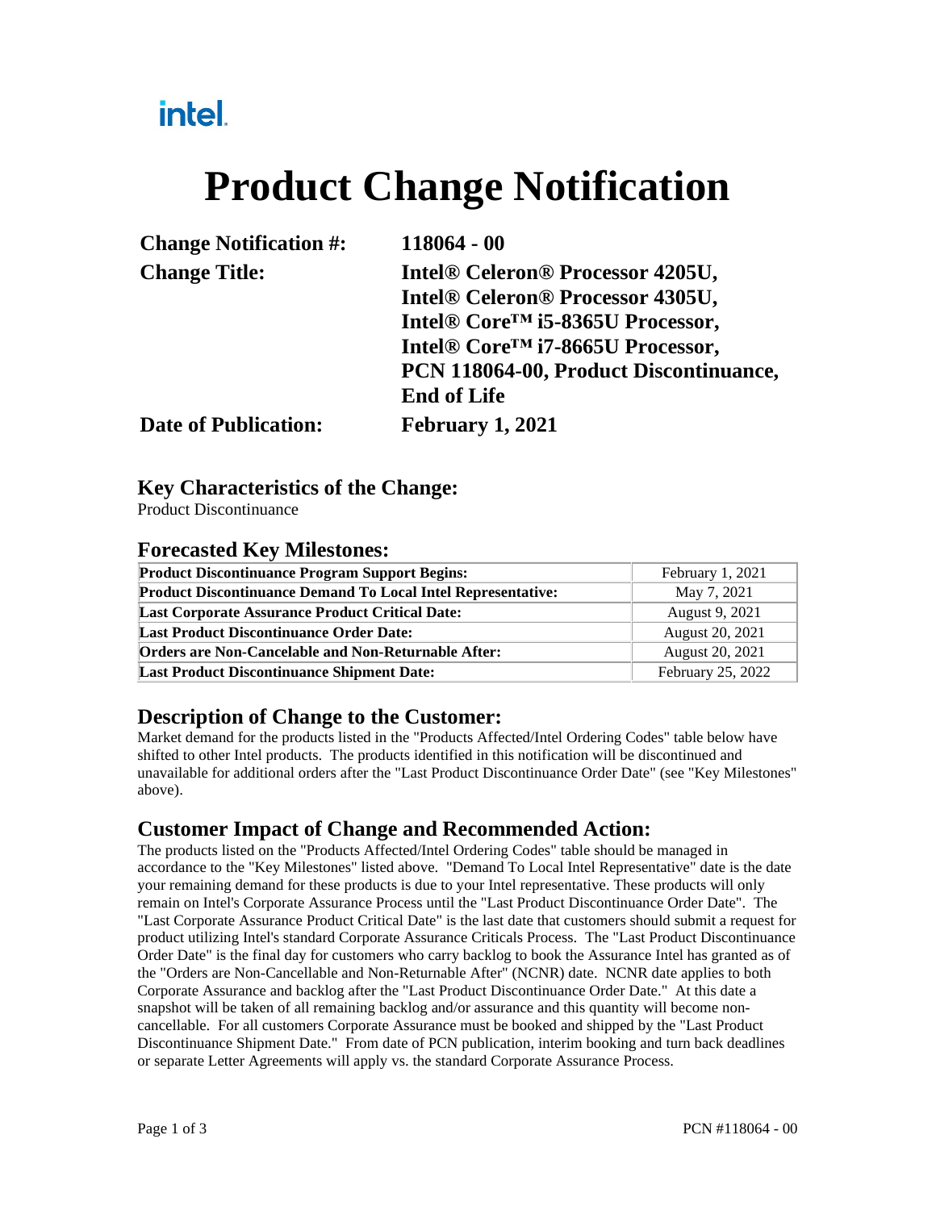intel.

# Product Change Notification

| | |
|---|---|
| **Change Notification #:** | **118064 - 00** |
| **Change Title:** | **Intel® Celeron® Processor 4205U, Intel® Celeron® Processor 4305U, Intel® Core™ i5-8365U Processor, Intel® Core™ i7-8665U Processor, PCN 118064-00, Product Discontinuance, End of Life** |
| **Date of Publication:** | **February 1, 2021** |

## Key Characteristics of the Change:

Product Discontinuance

## Forecasted Key Milestones:

| | |
|---|---|
| **Product Discontinuance Program Support Begins:** | February 1, 2021 |
| **Product Discontinuance Demand To Local Intel Representative:** | May 7, 2021 |
| **Last Corporate Assurance Product Critical Date:** | August 9, 2021 |
| **Last Product Discontinuance Order Date:** | August 20, 2021 |
| **Orders are Non-Cancelable and Non-Returnable After:** | August 20, 2021 |
| **Last Product Discontinuance Shipment Date:** | February 25, 2022 |

## Description of Change to the Customer:

Market demand for the products listed in the "Products Affected/Intel Ordering Codes" table below have shifted to other Intel products. The products identified in this notification will be discontinued and unavailable for additional orders after the "Last Product Discontinuance Order Date" (see "Key Milestones" above).

## Customer Impact of Change and Recommended Action:

The products listed on the "Products Affected/Intel Ordering Codes" table should be managed in accordance to the "Key Milestones" listed above. "Demand To Local Intel Representative" date is the date your remaining demand for these products is due to your Intel representative. These products will only remain on Intel's Corporate Assurance Process until the "Last Product Discontinuance Order Date". The "Last Corporate Assurance Product Critical Date" is the last date that customers should submit a request for product utilizing Intel's standard Corporate Assurance Criticals Process. The "Last Product Discontinuance Order Date" is the final day for customers who carry backlog to book the Assurance Intel has granted as of the "Orders are Non-Cancellable and Non-Returnable After" (NCNR) date. NCNR date applies to both Corporate Assurance and backlog after the "Last Product Discontinuance Order Date." At this date a snapshot will be taken of all remaining backlog and/or assurance and this quantity will become non-cancellable. For all customers Corporate Assurance must be booked and shipped by the "Last Product Discontinuance Shipment Date." From date of PCN publication, interim booking and turn back deadlines or separate Letter Agreements will apply vs. the standard Corporate Assurance Process.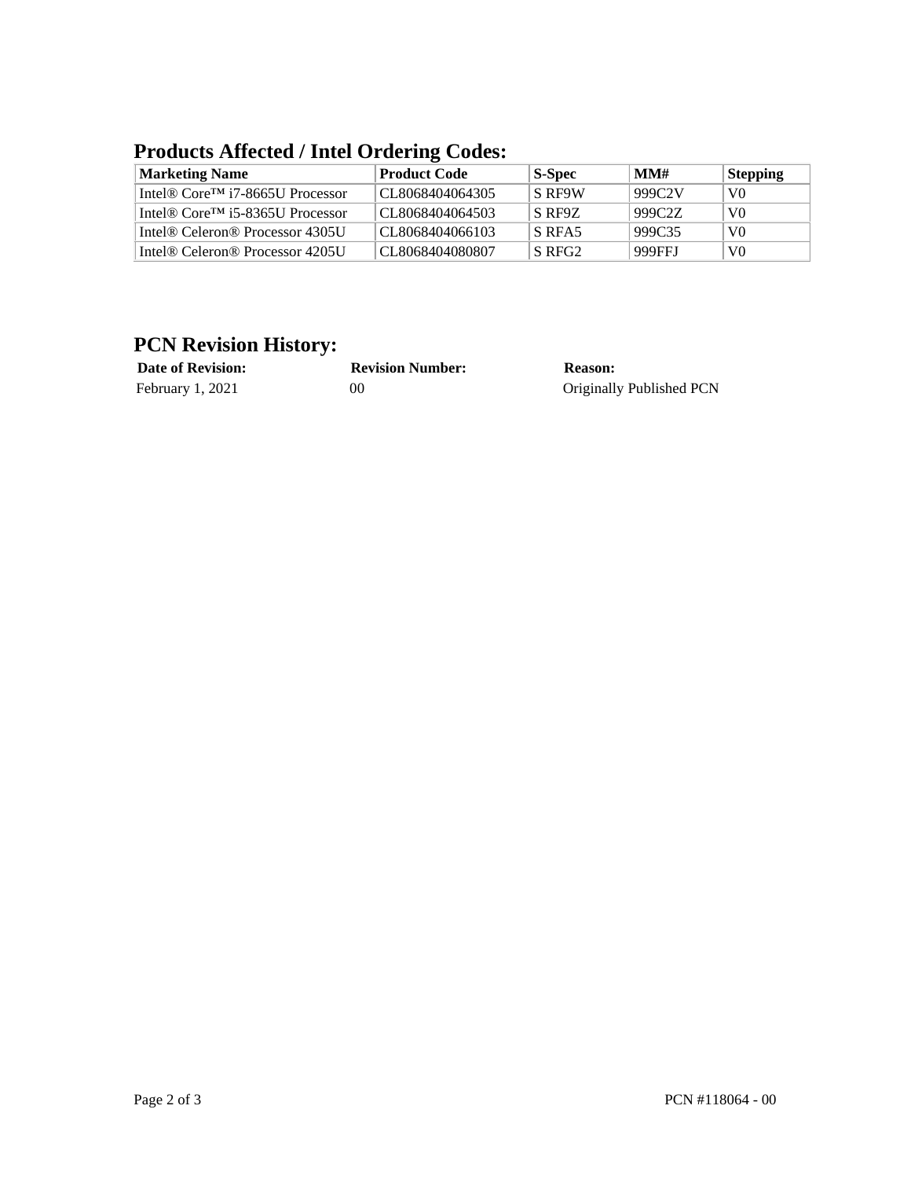## Products Affected / Intel Ordering Codes:

| Marketing Name | Product Code | S-Spec | MM# | Stepping |
|---|---|---|---|---|
| Intel® Core™ i7-8665U Processor | CL8068404064305 | S RF9W | 999C2V | V0 |
| Intel® Core™ i5-8365U Processor | CL8068404064503 | S RF9Z | 999C2Z | V0 |
| Intel® Celeron® Processor 4305U | CL8068404066103 | S RFA5 | 999C35 | V0 |
| Intel® Celeron® Processor 4205U | CL8068404080807 | S RFG2 | 999FFJ | V0 |

## PCN Revision History:

| Date of Revision: | Revision Number: | Reason: |
|---|---|---|
| February 1, 2021 | 00 | Originally Published PCN |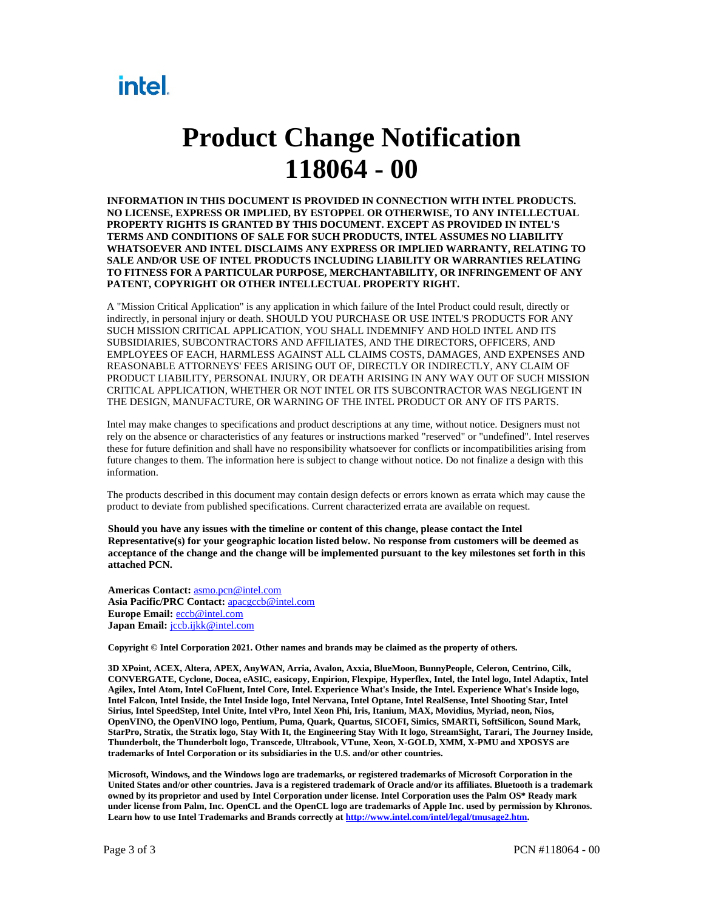intel.

# Product Change Notification 118064 - 00

**INFORMATION IN THIS DOCUMENT IS PROVIDED IN CONNECTION WITH INTEL PRODUCTS. NO LICENSE, EXPRESS OR IMPLIED, BY ESTOPPEL OR OTHERWISE, TO ANY INTELLECTUAL PROPERTY RIGHTS IS GRANTED BY THIS DOCUMENT. EXCEPT AS PROVIDED IN INTEL'S TERMS AND CONDITIONS OF SALE FOR SUCH PRODUCTS, INTEL ASSUMES NO LIABILITY WHATSOEVER AND INTEL DISCLAIMS ANY EXPRESS OR IMPLIED WARRANTY, RELATING TO SALE AND/OR USE OF INTEL PRODUCTS INCLUDING LIABILITY OR WARRANTIES RELATING TO FITNESS FOR A PARTICULAR PURPOSE, MERCHANTABILITY, OR INFRINGEMENT OF ANY PATENT, COPYRIGHT OR OTHER INTELLECTUAL PROPERTY RIGHT.**

A "Mission Critical Application" is any application in which failure of the Intel Product could result, directly or indirectly, in personal injury or death. SHOULD YOU PURCHASE OR USE INTEL'S PRODUCTS FOR ANY SUCH MISSION CRITICAL APPLICATION, YOU SHALL INDEMNIFY AND HOLD INTEL AND ITS SUBSIDIARIES, SUBCONTRACTORS AND AFFILIATES, AND THE DIRECTORS, OFFICERS, AND EMPLOYEES OF EACH, HARMLESS AGAINST ALL CLAIMS COSTS, DAMAGES, AND EXPENSES AND REASONABLE ATTORNEYS' FEES ARISING OUT OF, DIRECTLY OR INDIRECTLY, ANY CLAIM OF PRODUCT LIABILITY, PERSONAL INJURY, OR DEATH ARISING IN ANY WAY OUT OF SUCH MISSION CRITICAL APPLICATION, WHETHER OR NOT INTEL OR ITS SUBCONTRACTOR WAS NEGLIGENT IN THE DESIGN, MANUFACTURE, OR WARNING OF THE INTEL PRODUCT OR ANY OF ITS PARTS.

Intel may make changes to specifications and product descriptions at any time, without notice. Designers must not rely on the absence or characteristics of any features or instructions marked "reserved" or "undefined". Intel reserves these for future definition and shall have no responsibility whatsoever for conflicts or incompatibilities arising from future changes to them. The information here is subject to change without notice. Do not finalize a design with this information.

The products described in this document may contain design defects or errors known as errata which may cause the product to deviate from published specifications. Current characterized errata are available on request.

**Should you have any issues with the timeline or content of this change, please contact the Intel Representative(s) for your geographic location listed below. No response from customers will be deemed as acceptance of the change and the change will be implemented pursuant to the key milestones set forth in this attached PCN.**

**Americas Contact:** asmo.pcn@intel.com
**Asia Pacific/PRC Contact:** apacgccb@intel.com
**Europe Email:** eccb@intel.com
**Japan Email:** jccb.ijkk@intel.com

**Copyright © Intel Corporation 2021. Other names and brands may be claimed as the property of others.**

**3D XPoint, ACEX, Altera, APEX, AnyWAN, Arria, Avalon, Axxia, BlueMoon, BunnyPeople, Celeron, Centrino, Cilk, CONVERGATE, Cyclone, Docea, eASIC, easicopy, Enpirion, Flexpipe, Hyperflex, Intel, the Intel logo, Intel Adaptix, Intel Agilex, Intel Atom, Intel CoFluent, Intel Core, Intel. Experience What's Inside, the Intel. Experience What's Inside logo, Intel Falcon, Intel Inside, the Intel Inside logo, Intel Nervana, Intel Optane, Intel RealSense, Intel Shooting Star, Intel Sirius, Intel SpeedStep, Intel Unite, Intel vPro, Intel Xeon Phi, Iris, Itanium, MAX, Movidius, Myriad, neon, Nios, OpenVINO, the OpenVINO logo, Pentium, Puma, Quark, Quartus, SICOFI, Simics, SMARTi, SoftSilicon, Sound Mark, StarPro, Stratix, the Stratix logo, Stay With It, the Engineering Stay With It logo, StreamSight, Tarari, The Journey Inside, Thunderbolt, the Thunderbolt logo, Transcede, Ultrabook, VTune, Xeon, X-GOLD, XMM, X-PMU and XPOSYS are trademarks of Intel Corporation or its subsidiaries in the U.S. and/or other countries.**

**Microsoft, Windows, and the Windows logo are trademarks, or registered trademarks of Microsoft Corporation in the United States and/or other countries. Java is a registered trademark of Oracle and/or its affiliates. Bluetooth is a trademark owned by its proprietor and used by Intel Corporation under license. Intel Corporation uses the Palm OS* Ready mark under license from Palm, Inc. OpenCL and the OpenCL logo are trademarks of Apple Inc. used by permission by Khronos. Learn how to use Intel Trademarks and Brands correctly at http://www.intel.com/intel/legal/tmusage2.htm.**